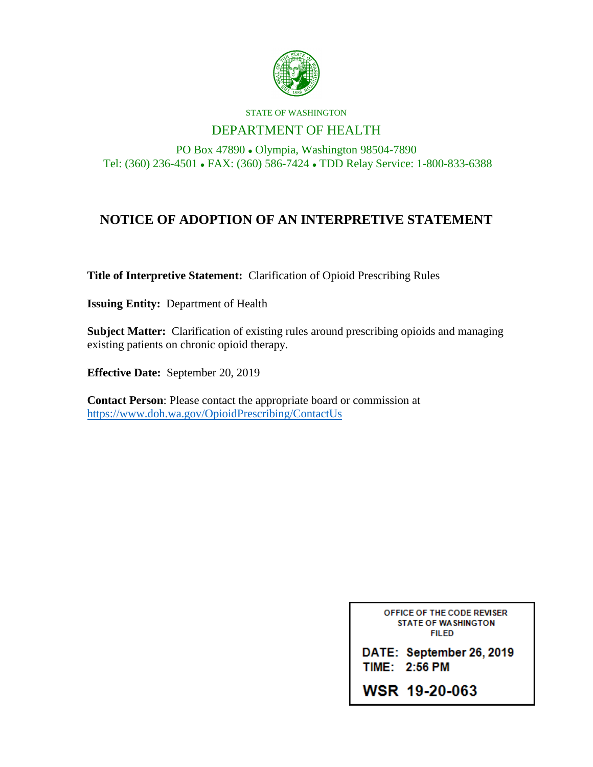STATE OF WASHINGTON

DEPARTMENT OF HEALTH

PO Box 47890 • Olympia, Washington 98504-7890
Tel: (360) 236-4501 • FAX: (360) 586-7424 • TDD Relay Service: 1-800-833-6388

# NOTICE OF ADOPTION OF AN INTERPRETIVE STATEMENT

**Title of Interpretive Statement:** Clarification of Opioid Prescribing Rules

**Issuing Entity:** Department of Health

**Subject Matter:** Clarification of existing rules around prescribing opioids and managing existing patients on chronic opioid therapy.

**Effective Date:** September 20, 2019

**Contact Person**: Please contact the appropriate board or commission at https://www.doh.wa.gov/OpioidPrescribing/ContactUs

OFFICE OF THE CODE REVISER
STATE OF WASHINGTON
FILED

DATE: September 26, 2019
TIME: 2:56 PM

WSR 19-20-063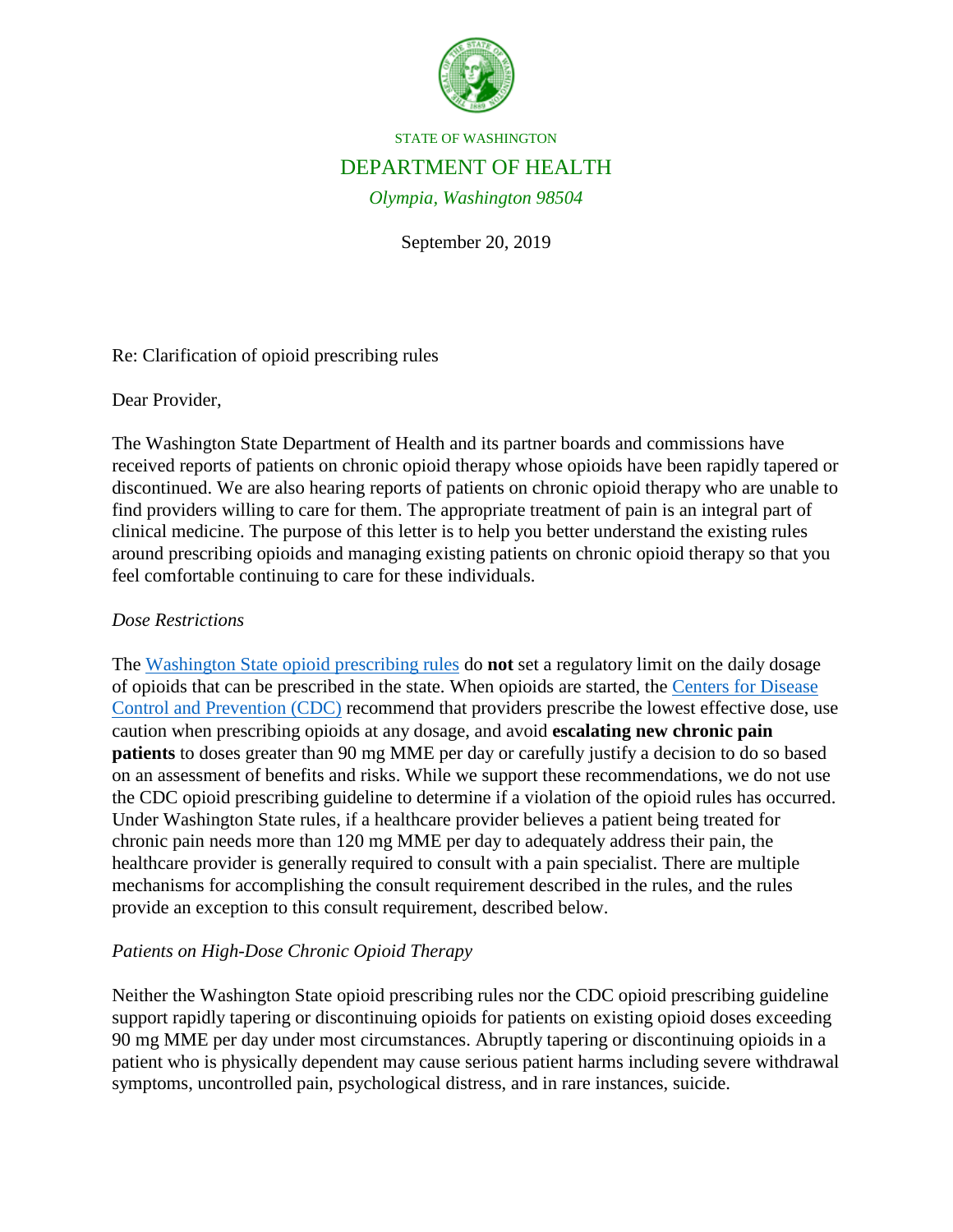STATE OF WASHINGTON

DEPARTMENT OF HEALTH

*Olympia, Washington 98504*

September 20, 2019

Re: Clarification of opioid prescribing rules

Dear Provider,

The Washington State Department of Health and its partner boards and commissions have received reports of patients on chronic opioid therapy whose opioids have been rapidly tapered or discontinued. We are also hearing reports of patients on chronic opioid therapy who are unable to find providers willing to care for them. The appropriate treatment of pain is an integral part of clinical medicine. The purpose of this letter is to help you better understand the existing rules around prescribing opioids and managing existing patients on chronic opioid therapy so that you feel comfortable continuing to care for these individuals.

*Dose Restrictions*

The Washington State opioid prescribing rules do **not** set a regulatory limit on the daily dosage of opioids that can be prescribed in the state. When opioids are started, the Centers for Disease Control and Prevention (CDC) recommend that providers prescribe the lowest effective dose, use caution when prescribing opioids at any dosage, and avoid **escalating new chronic pain patients** to doses greater than 90 mg MME per day or carefully justify a decision to do so based on an assessment of benefits and risks. While we support these recommendations, we do not use the CDC opioid prescribing guideline to determine if a violation of the opioid rules has occurred. Under Washington State rules, if a healthcare provider believes a patient being treated for chronic pain needs more than 120 mg MME per day to adequately address their pain, the healthcare provider is generally required to consult with a pain specialist. There are multiple mechanisms for accomplishing the consult requirement described in the rules, and the rules provide an exception to this consult requirement, described below.

*Patients on High-Dose Chronic Opioid Therapy*

Neither the Washington State opioid prescribing rules nor the CDC opioid prescribing guideline support rapidly tapering or discontinuing opioids for patients on existing opioid doses exceeding 90 mg MME per day under most circumstances. Abruptly tapering or discontinuing opioids in a patient who is physically dependent may cause serious patient harms including severe withdrawal symptoms, uncontrolled pain, psychological distress, and in rare instances, suicide.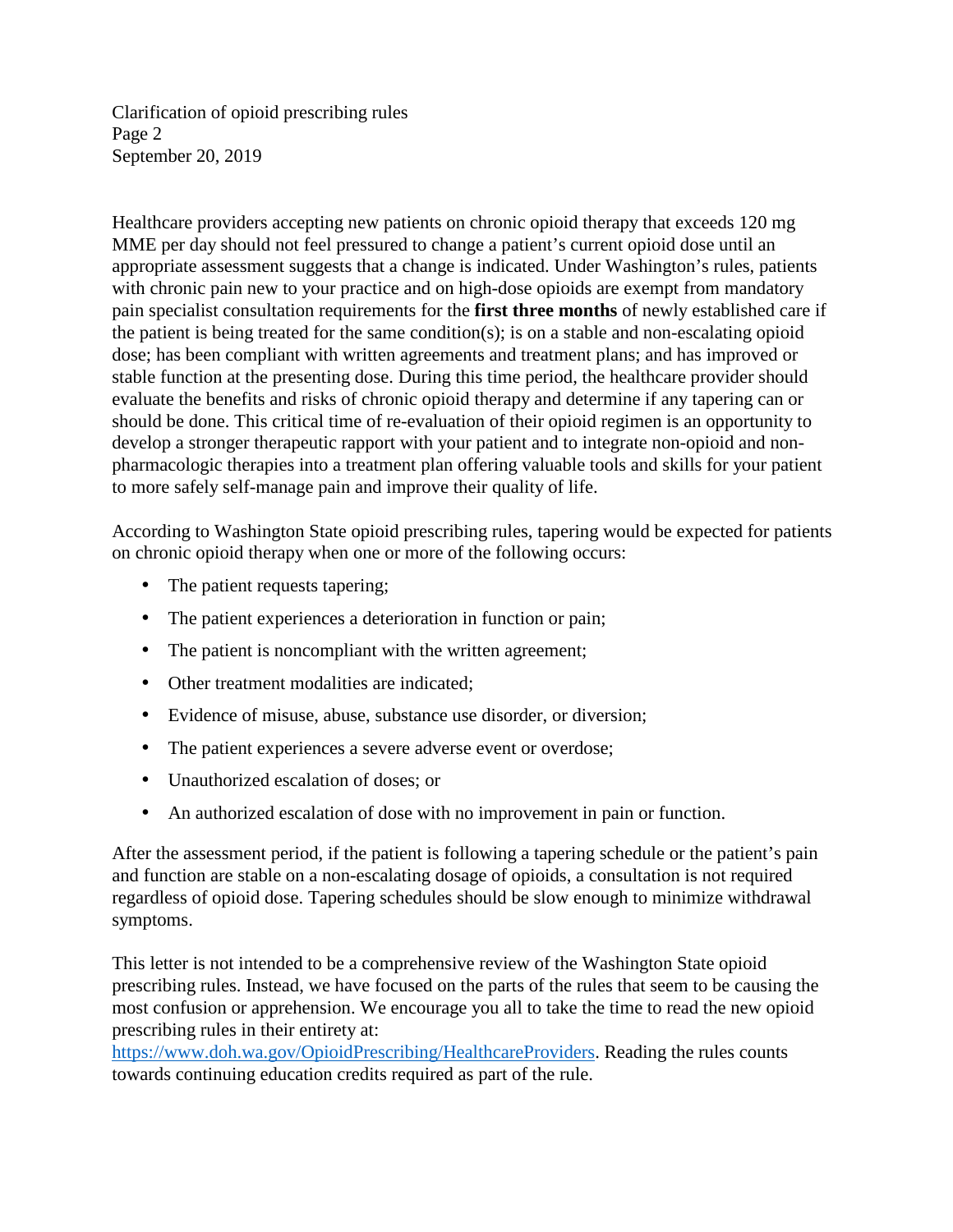Healthcare providers accepting new patients on chronic opioid therapy that exceeds 120 mg MME per day should not feel pressured to change a patient's current opioid dose until an appropriate assessment suggests that a change is indicated. Under Washington's rules, patients with chronic pain new to your practice and on high-dose opioids are exempt from mandatory pain specialist consultation requirements for the **first three months** of newly established care if the patient is being treated for the same condition(s); is on a stable and non-escalating opioid dose; has been compliant with written agreements and treatment plans; and has improved or stable function at the presenting dose. During this time period, the healthcare provider should evaluate the benefits and risks of chronic opioid therapy and determine if any tapering can or should be done. This critical time of re-evaluation of their opioid regimen is an opportunity to develop a stronger therapeutic rapport with your patient and to integrate non-opioid and non-pharmacologic therapies into a treatment plan offering valuable tools and skills for your patient to more safely self-manage pain and improve their quality of life.

According to Washington State opioid prescribing rules, tapering would be expected for patients on chronic opioid therapy when one or more of the following occurs:

- The patient requests tapering;
- The patient experiences a deterioration in function or pain;
- The patient is noncompliant with the written agreement;
- Other treatment modalities are indicated;
- Evidence of misuse, abuse, substance use disorder, or diversion;
- The patient experiences a severe adverse event or overdose;
- Unauthorized escalation of doses; or
- An authorized escalation of dose with no improvement in pain or function.

After the assessment period, if the patient is following a tapering schedule or the patient's pain and function are stable on a non-escalating dosage of opioids, a consultation is not required regardless of opioid dose. Tapering schedules should be slow enough to minimize withdrawal symptoms.

This letter is not intended to be a comprehensive review of the Washington State opioid prescribing rules. Instead, we have focused on the parts of the rules that seem to be causing the most confusion or apprehension. We encourage you all to take the time to read the new opioid prescribing rules in their entirety at: https://www.doh.wa.gov/OpioidPrescribing/HealthcareProviders. Reading the rules counts towards continuing education credits required as part of the rule.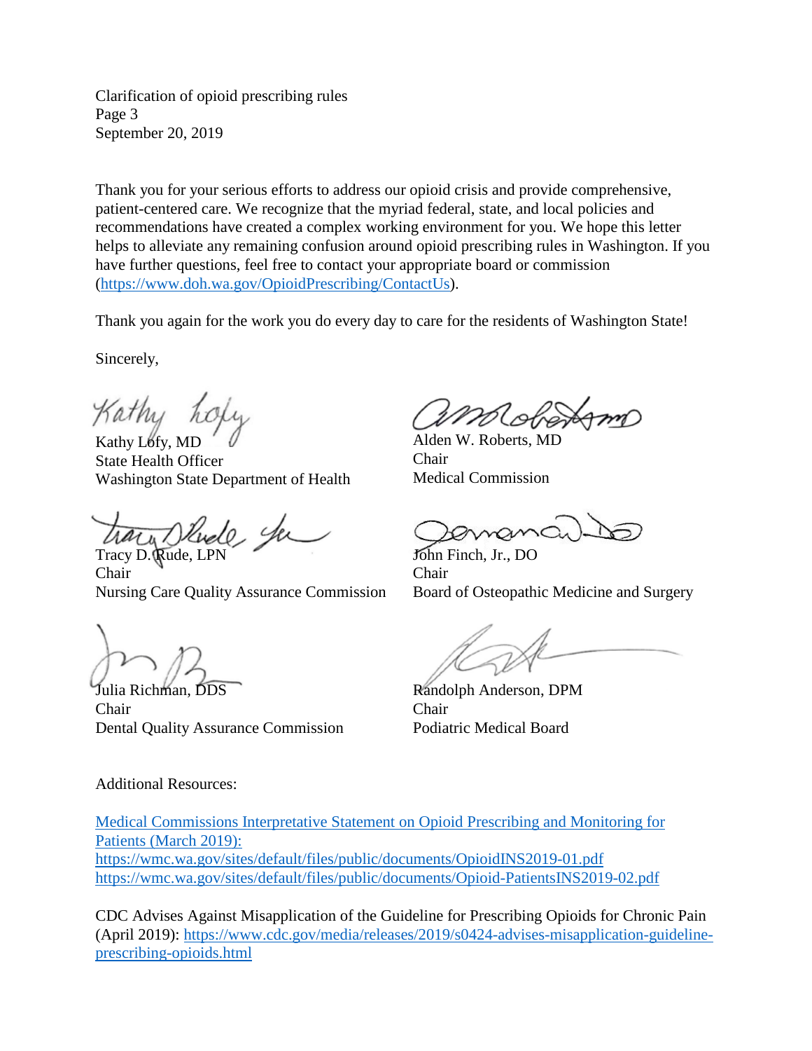Thank you for your serious efforts to address our opioid crisis and provide comprehensive, patient-centered care. We recognize that the myriad federal, state, and local policies and recommendations have created a complex working environment for you. We hope this letter helps to alleviate any remaining confusion around opioid prescribing rules in Washington. If you have further questions, feel free to contact your appropriate board or commission (https://www.doh.wa.gov/OpioidPrescribing/ContactUs).

Thank you again for the work you do every day to care for the residents of Washington State!

Sincerely,

Kathy Lofy, MD
State Health Officer
Washington State Department of Health

Alden W. Roberts, MD
Chair
Medical Commission

Tracy D. Rude, LPN
Chair
Nursing Care Quality Assurance Commission

John Finch, Jr., DO
Chair
Board of Osteopathic Medicine and Surgery

Julia Richman, DDS
Chair
Dental Quality Assurance Commission

Randolph Anderson, DPM
Chair
Podiatric Medical Board

Additional Resources:

Medical Commissions Interpretative Statement on Opioid Prescribing and Monitoring for Patients (March 2019):
https://wmc.wa.gov/sites/default/files/public/documents/OpioidINS2019-01.pdf
https://wmc.wa.gov/sites/default/files/public/documents/Opioid-PatientsINS2019-02.pdf

CDC Advises Against Misapplication of the Guideline for Prescribing Opioids for Chronic Pain (April 2019): https://www.cdc.gov/media/releases/2019/s0424-advises-misapplication-guideline-prescribing-opioids.html